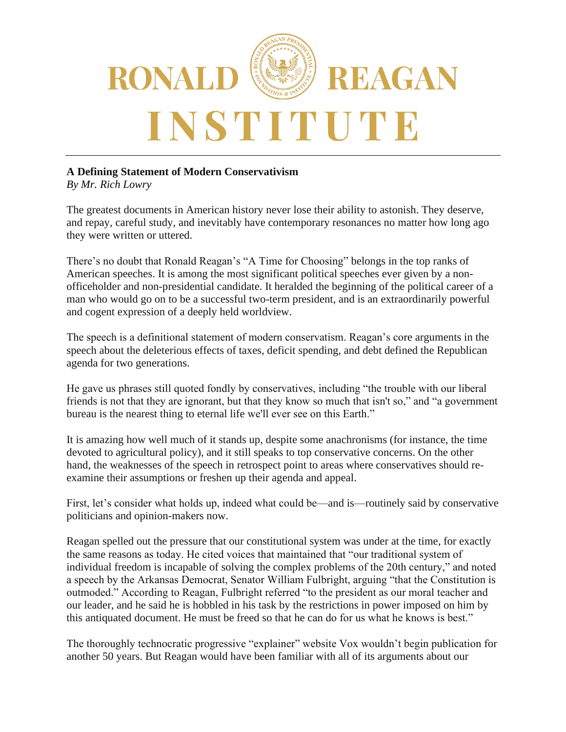RONALD REAGAN INSTITUTE

---

**A Defining Statement of Modern Conservativism**
*By Mr. Rich Lowry*

The greatest documents in American history never lose their ability to astonish. They deserve, and repay, careful study, and inevitably have contemporary resonances no matter how long ago they were written or uttered.

There's no doubt that Ronald Reagan's "A Time for Choosing" belongs in the top ranks of American speeches. It is among the most significant political speeches ever given by a non-officeholder and non-presidential candidate. It heralded the beginning of the political career of a man who would go on to be a successful two-term president, and is an extraordinarily powerful and cogent expression of a deeply held worldview.

The speech is a definitional statement of modern conservatism. Reagan's core arguments in the speech about the deleterious effects of taxes, deficit spending, and debt defined the Republican agenda for two generations.

He gave us phrases still quoted fondly by conservatives, including "the trouble with our liberal friends is not that they are ignorant, but that they know so much that isn't so," and "a government bureau is the nearest thing to eternal life we'll ever see on this Earth."

It is amazing how well much of it stands up, despite some anachronisms (for instance, the time devoted to agricultural policy), and it still speaks to top conservative concerns. On the other hand, the weaknesses of the speech in retrospect point to areas where conservatives should re-examine their assumptions or freshen up their agenda and appeal.

First, let's consider what holds up, indeed what could be—and is—routinely said by conservative politicians and opinion-makers now.

Reagan spelled out the pressure that our constitutional system was under at the time, for exactly the same reasons as today. He cited voices that maintained that "our traditional system of individual freedom is incapable of solving the complex problems of the 20th century," and noted a speech by the Arkansas Democrat, Senator William Fulbright, arguing "that the Constitution is outmoded." According to Reagan, Fulbright referred "to the president as our moral teacher and our leader, and he said he is hobbled in his task by the restrictions in power imposed on him by this antiquated document. He must be freed so that he can do for us what he knows is best."

The thoroughly technocratic progressive "explainer" website Vox wouldn't begin publication for another 50 years. But Reagan would have been familiar with all of its arguments about our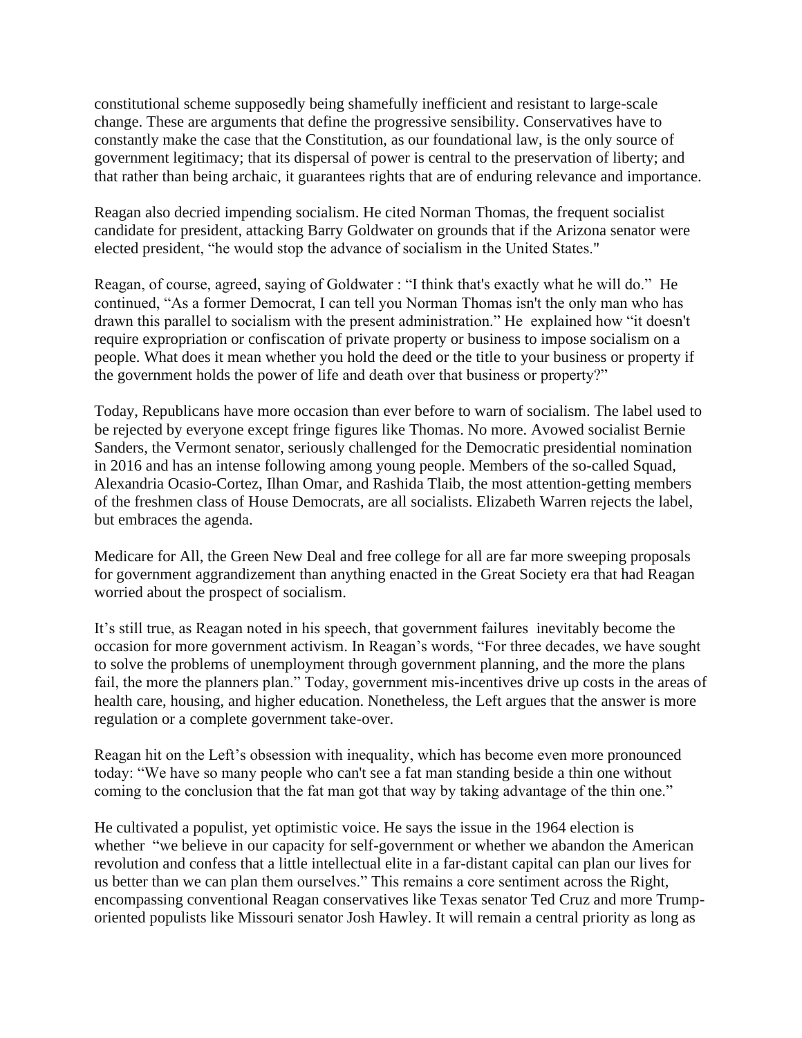constitutional scheme supposedly being shamefully inefficient and resistant to large-scale change. These are arguments that define the progressive sensibility. Conservatives have to constantly make the case that the Constitution, as our foundational law, is the only source of government legitimacy; that its dispersal of power is central to the preservation of liberty; and that rather than being archaic, it guarantees rights that are of enduring relevance and importance.

Reagan also decried impending socialism. He cited Norman Thomas, the frequent socialist candidate for president, attacking Barry Goldwater on grounds that if the Arizona senator were elected president, "he would stop the advance of socialism in the United States."

Reagan, of course, agreed, saying of Goldwater : "I think that's exactly what he will do." He continued, "As a former Democrat, I can tell you Norman Thomas isn't the only man who has drawn this parallel to socialism with the present administration." He explained how "it doesn't require expropriation or confiscation of private property or business to impose socialism on a people. What does it mean whether you hold the deed or the title to your business or property if the government holds the power of life and death over that business or property?"

Today, Republicans have more occasion than ever before to warn of socialism. The label used to be rejected by everyone except fringe figures like Thomas. No more. Avowed socialist Bernie Sanders, the Vermont senator, seriously challenged for the Democratic presidential nomination in 2016 and has an intense following among young people. Members of the so-called Squad, Alexandria Ocasio-Cortez, Ilhan Omar, and Rashida Tlaib, the most attention-getting members of the freshmen class of House Democrats, are all socialists. Elizabeth Warren rejects the label, but embraces the agenda.

Medicare for All, the Green New Deal and free college for all are far more sweeping proposals for government aggrandizement than anything enacted in the Great Society era that had Reagan worried about the prospect of socialism.

It's still true, as Reagan noted in his speech, that government failures inevitably become the occasion for more government activism. In Reagan's words, "For three decades, we have sought to solve the problems of unemployment through government planning, and the more the plans fail, the more the planners plan." Today, government mis-incentives drive up costs in the areas of health care, housing, and higher education. Nonetheless, the Left argues that the answer is more regulation or a complete government take-over.

Reagan hit on the Left's obsession with inequality, which has become even more pronounced today: "We have so many people who can't see a fat man standing beside a thin one without coming to the conclusion that the fat man got that way by taking advantage of the thin one."

He cultivated a populist, yet optimistic voice. He says the issue in the 1964 election is whether "we believe in our capacity for self-government or whether we abandon the American revolution and confess that a little intellectual elite in a far-distant capital can plan our lives for us better than we can plan them ourselves." This remains a core sentiment across the Right, encompassing conventional Reagan conservatives like Texas senator Ted Cruz and more Trump-oriented populists like Missouri senator Josh Hawley. It will remain a central priority as long as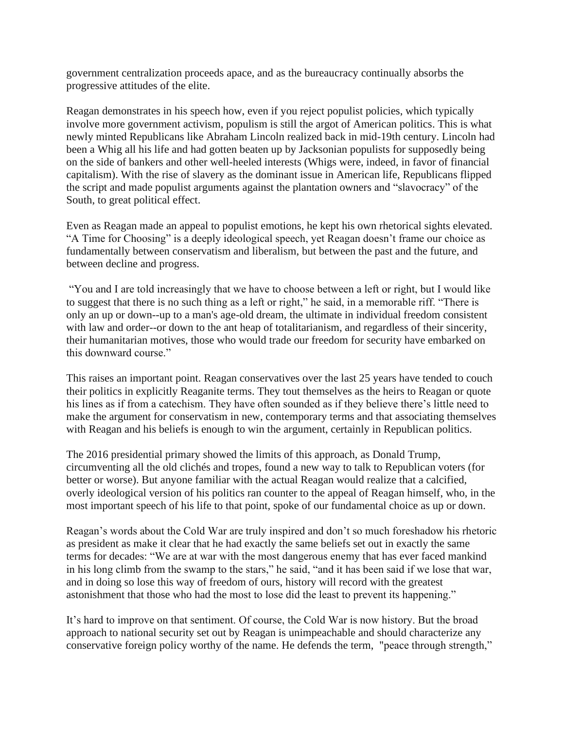government centralization proceeds apace, and as the bureaucracy continually absorbs the progressive attitudes of the elite.

Reagan demonstrates in his speech how, even if you reject populist policies, which typically involve more government activism, populism is still the argot of American politics. This is what newly minted Republicans like Abraham Lincoln realized back in mid-19th century. Lincoln had been a Whig all his life and had gotten beaten up by Jacksonian populists for supposedly being on the side of bankers and other well-heeled interests (Whigs were, indeed, in favor of financial capitalism). With the rise of slavery as the dominant issue in American life, Republicans flipped the script and made populist arguments against the plantation owners and "slavocracy" of the South, to great political effect.

Even as Reagan made an appeal to populist emotions, he kept his own rhetorical sights elevated. "A Time for Choosing" is a deeply ideological speech, yet Reagan doesn't frame our choice as fundamentally between conservatism and liberalism, but between the past and the future, and between decline and progress.

"You and I are told increasingly that we have to choose between a left or right, but I would like to suggest that there is no such thing as a left or right," he said, in a memorable riff. "There is only an up or down--up to a man's age-old dream, the ultimate in individual freedom consistent with law and order--or down to the ant heap of totalitarianism, and regardless of their sincerity, their humanitarian motives, those who would trade our freedom for security have embarked on this downward course."

This raises an important point. Reagan conservatives over the last 25 years have tended to couch their politics in explicitly Reaganite terms. They tout themselves as the heirs to Reagan or quote his lines as if from a catechism. They have often sounded as if they believe there's little need to make the argument for conservatism in new, contemporary terms and that associating themselves with Reagan and his beliefs is enough to win the argument, certainly in Republican politics.

The 2016 presidential primary showed the limits of this approach, as Donald Trump, circumventing all the old clichés and tropes, found a new way to talk to Republican voters (for better or worse). But anyone familiar with the actual Reagan would realize that a calcified, overly ideological version of his politics ran counter to the appeal of Reagan himself, who, in the most important speech of his life to that point, spoke of our fundamental choice as up or down.

Reagan's words about the Cold War are truly inspired and don't so much foreshadow his rhetoric as president as make it clear that he had exactly the same beliefs set out in exactly the same terms for decades: "We are at war with the most dangerous enemy that has ever faced mankind in his long climb from the swamp to the stars," he said, "and it has been said if we lose that war, and in doing so lose this way of freedom of ours, history will record with the greatest astonishment that those who had the most to lose did the least to prevent its happening."

It's hard to improve on that sentiment. Of course, the Cold War is now history. But the broad approach to national security set out by Reagan is unimpeachable and should characterize any conservative foreign policy worthy of the name. He defends the term, "peace through strength,"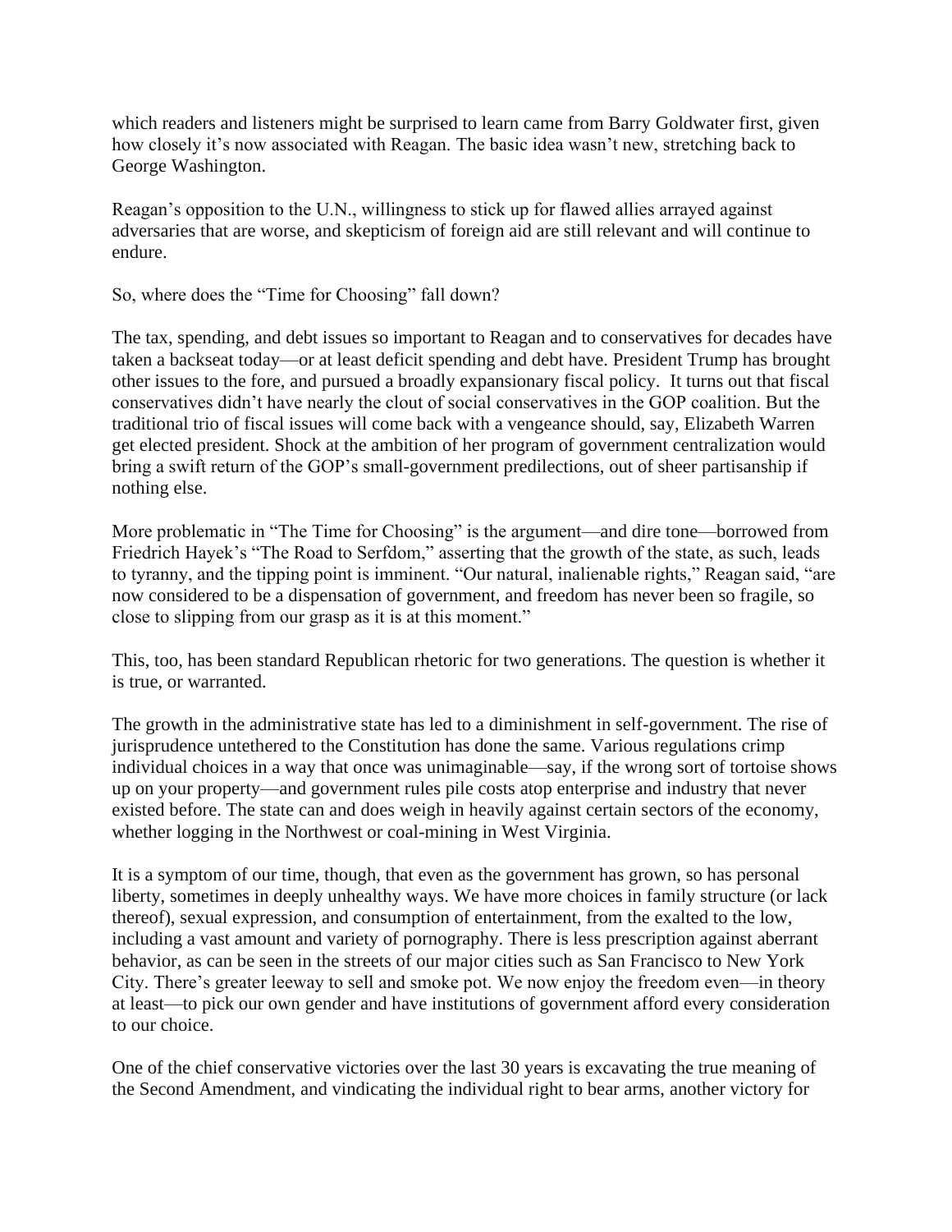which readers and listeners might be surprised to learn came from Barry Goldwater first, given how closely it's now associated with Reagan. The basic idea wasn't new, stretching back to George Washington.

Reagan's opposition to the U.N., willingness to stick up for flawed allies arrayed against adversaries that are worse, and skepticism of foreign aid are still relevant and will continue to endure.

So, where does the "Time for Choosing" fall down?

The tax, spending, and debt issues so important to Reagan and to conservatives for decades have taken a backseat today—or at least deficit spending and debt have. President Trump has brought other issues to the fore, and pursued a broadly expansionary fiscal policy. It turns out that fiscal conservatives didn't have nearly the clout of social conservatives in the GOP coalition. But the traditional trio of fiscal issues will come back with a vengeance should, say, Elizabeth Warren get elected president. Shock at the ambition of her program of government centralization would bring a swift return of the GOP's small-government predilections, out of sheer partisanship if nothing else.

More problematic in "The Time for Choosing" is the argument—and dire tone—borrowed from Friedrich Hayek's "The Road to Serfdom," asserting that the growth of the state, as such, leads to tyranny, and the tipping point is imminent. "Our natural, inalienable rights," Reagan said, "are now considered to be a dispensation of government, and freedom has never been so fragile, so close to slipping from our grasp as it is at this moment."

This, too, has been standard Republican rhetoric for two generations. The question is whether it is true, or warranted.

The growth in the administrative state has led to a diminishment in self-government. The rise of jurisprudence untethered to the Constitution has done the same. Various regulations crimp individual choices in a way that once was unimaginable—say, if the wrong sort of tortoise shows up on your property—and government rules pile costs atop enterprise and industry that never existed before. The state can and does weigh in heavily against certain sectors of the economy, whether logging in the Northwest or coal-mining in West Virginia.

It is a symptom of our time, though, that even as the government has grown, so has personal liberty, sometimes in deeply unhealthy ways. We have more choices in family structure (or lack thereof), sexual expression, and consumption of entertainment, from the exalted to the low, including a vast amount and variety of pornography. There is less prescription against aberrant behavior, as can be seen in the streets of our major cities such as San Francisco to New York City. There's greater leeway to sell and smoke pot. We now enjoy the freedom even—in theory at least—to pick our own gender and have institutions of government afford every consideration to our choice.

One of the chief conservative victories over the last 30 years is excavating the true meaning of the Second Amendment, and vindicating the individual right to bear arms, another victory for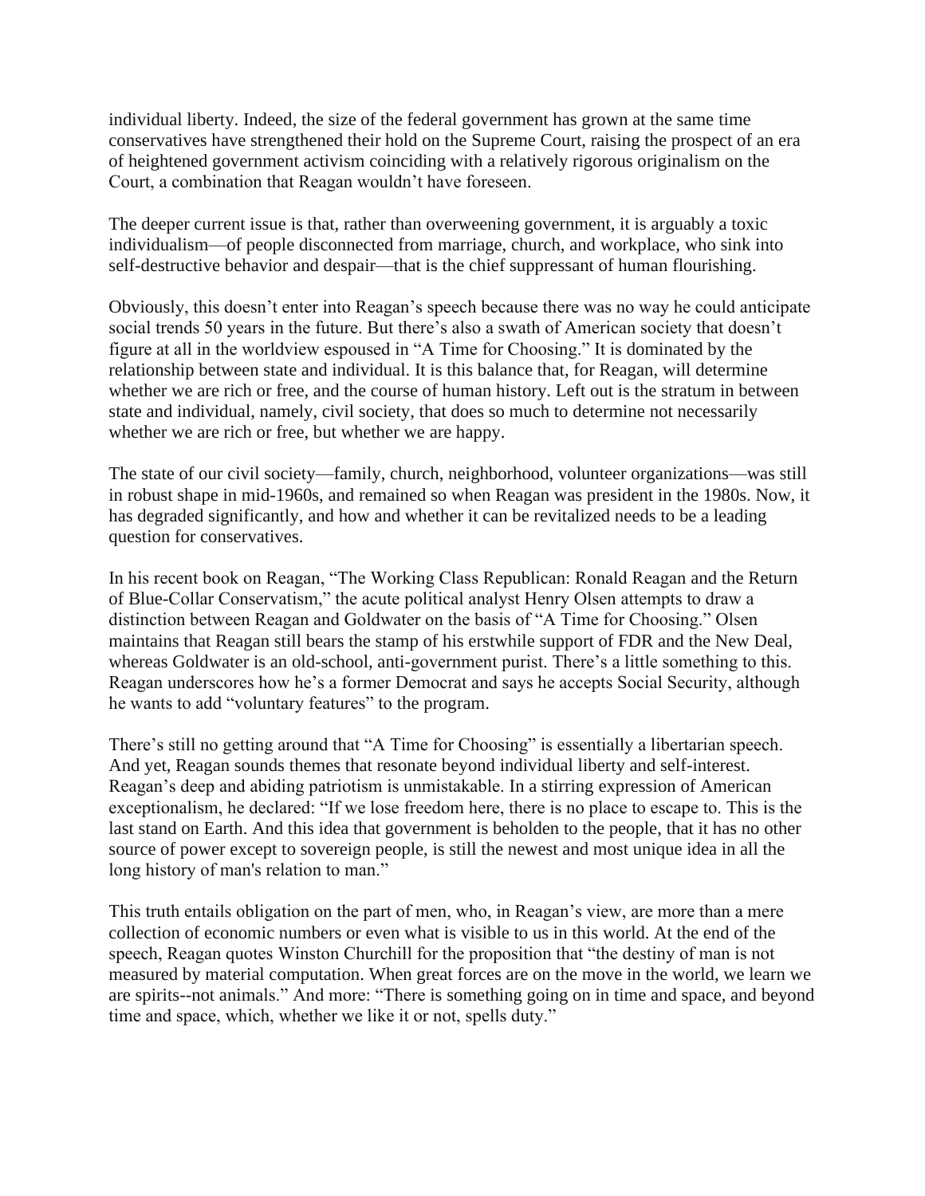individual liberty. Indeed, the size of the federal government has grown at the same time conservatives have strengthened their hold on the Supreme Court, raising the prospect of an era of heightened government activism coinciding with a relatively rigorous originalism on the Court, a combination that Reagan wouldn't have foreseen.

The deeper current issue is that, rather than overweening government, it is arguably a toxic individualism—of people disconnected from marriage, church, and workplace, who sink into self-destructive behavior and despair—that is the chief suppressant of human flourishing.

Obviously, this doesn't enter into Reagan's speech because there was no way he could anticipate social trends 50 years in the future. But there's also a swath of American society that doesn't figure at all in the worldview espoused in "A Time for Choosing." It is dominated by the relationship between state and individual. It is this balance that, for Reagan, will determine whether we are rich or free, and the course of human history. Left out is the stratum in between state and individual, namely, civil society, that does so much to determine not necessarily whether we are rich or free, but whether we are happy.

The state of our civil society—family, church, neighborhood, volunteer organizations—was still in robust shape in mid-1960s, and remained so when Reagan was president in the 1980s. Now, it has degraded significantly, and how and whether it can be revitalized needs to be a leading question for conservatives.

In his recent book on Reagan, "The Working Class Republican: Ronald Reagan and the Return of Blue-Collar Conservatism," the acute political analyst Henry Olsen attempts to draw a distinction between Reagan and Goldwater on the basis of "A Time for Choosing." Olsen maintains that Reagan still bears the stamp of his erstwhile support of FDR and the New Deal, whereas Goldwater is an old-school, anti-government purist. There's a little something to this. Reagan underscores how he's a former Democrat and says he accepts Social Security, although he wants to add "voluntary features" to the program.

There's still no getting around that "A Time for Choosing" is essentially a libertarian speech. And yet, Reagan sounds themes that resonate beyond individual liberty and self-interest. Reagan's deep and abiding patriotism is unmistakable. In a stirring expression of American exceptionalism, he declared: "If we lose freedom here, there is no place to escape to. This is the last stand on Earth. And this idea that government is beholden to the people, that it has no other source of power except to sovereign people, is still the newest and most unique idea in all the long history of man's relation to man."

This truth entails obligation on the part of men, who, in Reagan's view, are more than a mere collection of economic numbers or even what is visible to us in this world. At the end of the speech, Reagan quotes Winston Churchill for the proposition that "the destiny of man is not measured by material computation. When great forces are on the move in the world, we learn we are spirits--not animals." And more: "There is something going on in time and space, and beyond time and space, which, whether we like it or not, spells duty."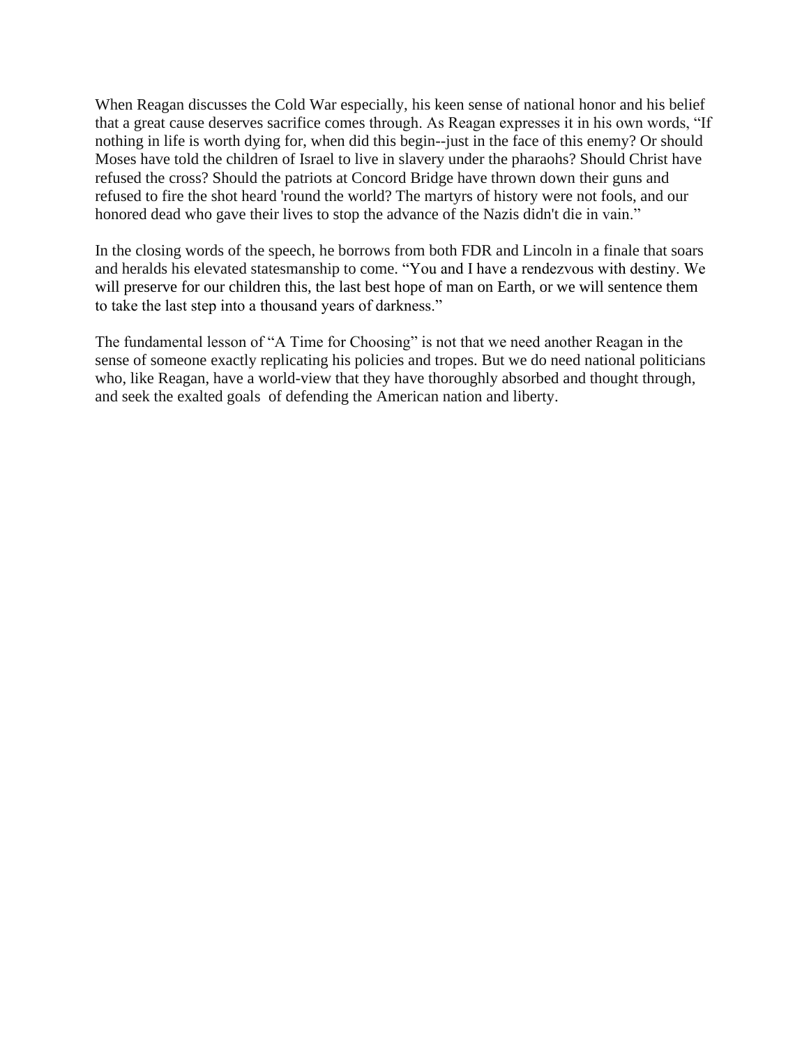When Reagan discusses the Cold War especially, his keen sense of national honor and his belief that a great cause deserves sacrifice comes through. As Reagan expresses it in his own words, "If nothing in life is worth dying for, when did this begin--just in the face of this enemy? Or should Moses have told the children of Israel to live in slavery under the pharaohs? Should Christ have refused the cross? Should the patriots at Concord Bridge have thrown down their guns and refused to fire the shot heard 'round the world? The martyrs of history were not fools, and our honored dead who gave their lives to stop the advance of the Nazis didn't die in vain."

In the closing words of the speech, he borrows from both FDR and Lincoln in a finale that soars and heralds his elevated statesmanship to come. "You and I have a rendezvous with destiny. We will preserve for our children this, the last best hope of man on Earth, or we will sentence them to take the last step into a thousand years of darkness."

The fundamental lesson of "A Time for Choosing" is not that we need another Reagan in the sense of someone exactly replicating his policies and tropes. But we do need national politicians who, like Reagan, have a world-view that they have thoroughly absorbed and thought through, and seek the exalted goals of defending the American nation and liberty.